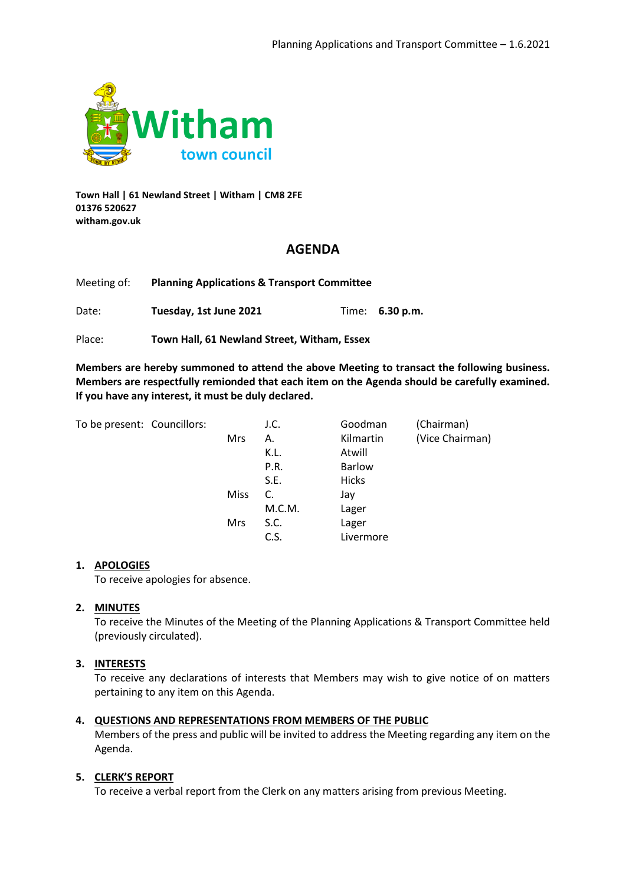**Witham town council**

**Town Hall | 61 Newland Street | Witham | CM8 2FE**
**01376 520627**
**witham.gov.uk**

# AGENDA

Meeting of: **Planning Applications & Transport Committee**

Date: **Tuesday, 1st June 2021** Time: **6.30 p.m.**

Place: **Town Hall, 61 Newland Street, Witham, Essex**

**Members are hereby summoned to attend the above Meeting to transact the following business. Members are respectfully remionded that each item on the Agenda should be carefully examined. If you have any interest, it must be duly declared.**

| To be present: Councillors: | | | | |
|---|---|---|---|---|
| | | J.C. | Goodman | (Chairman) |
| | Mrs | A. | Kilmartin | (Vice Chairman) |
| | | K.L. | Atwill | |
| | | P.R. | Barlow | |
| | | S.E. | Hicks | |
| | Miss | C. | Jay | |
| | | M.C.M. | Lager | |
| | Mrs | S.C. | Lager | |
| | | C.S. | Livermore | |

1. **APOLOGIES**
   To receive apologies for absence.

2. **MINUTES**
   To receive the Minutes of the Meeting of the Planning Applications & Transport Committee held (previously circulated).

3. **INTERESTS**
   To receive any declarations of interests that Members may wish to give notice of on matters pertaining to any item on this Agenda.

4. **QUESTIONS AND REPRESENTATIONS FROM MEMBERS OF THE PUBLIC**
   Members of the press and public will be invited to address the Meeting regarding any item on the Agenda.

5. **CLERK'S REPORT**
   To receive a verbal report from the Clerk on any matters arising from previous Meeting.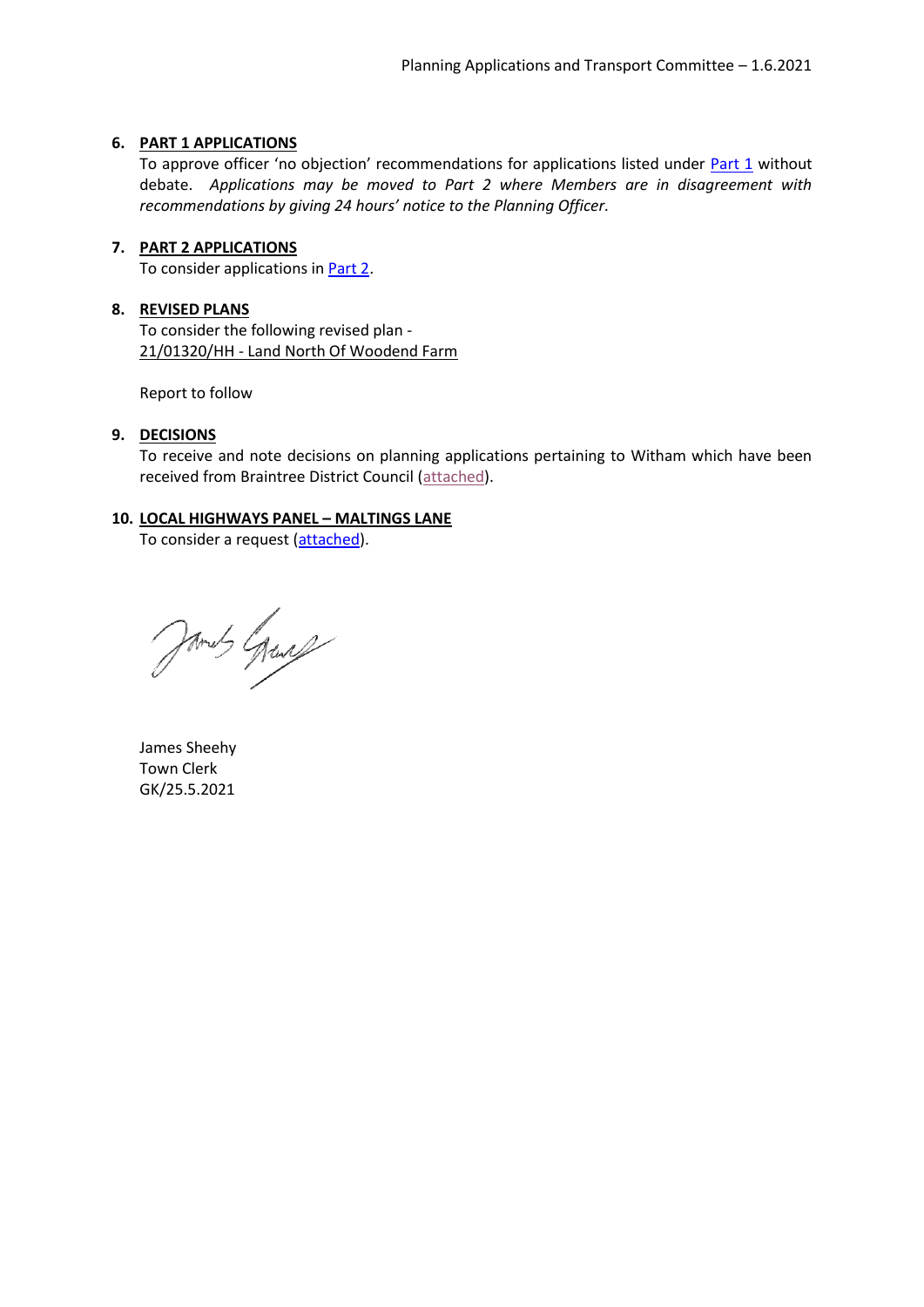**6. PART 1 APPLICATIONS**

To approve officer 'no objection' recommendations for applications listed under Part 1 without debate. *Applications may be moved to Part 2 where Members are in disagreement with recommendations by giving 24 hours' notice to the Planning Officer.*

**7. PART 2 APPLICATIONS**

To consider applications in Part 2.

**8. REVISED PLANS**

To consider the following revised plan -
21/01320/HH - Land North Of Woodend Farm

Report to follow

**9. DECISIONS**

To receive and note decisions on planning applications pertaining to Witham which have been received from Braintree District Council (attached).

**10. LOCAL HIGHWAYS PANEL – MALTINGS LANE**

To consider a request (attached).

James Sheehy
Town Clerk
GK/25.5.2021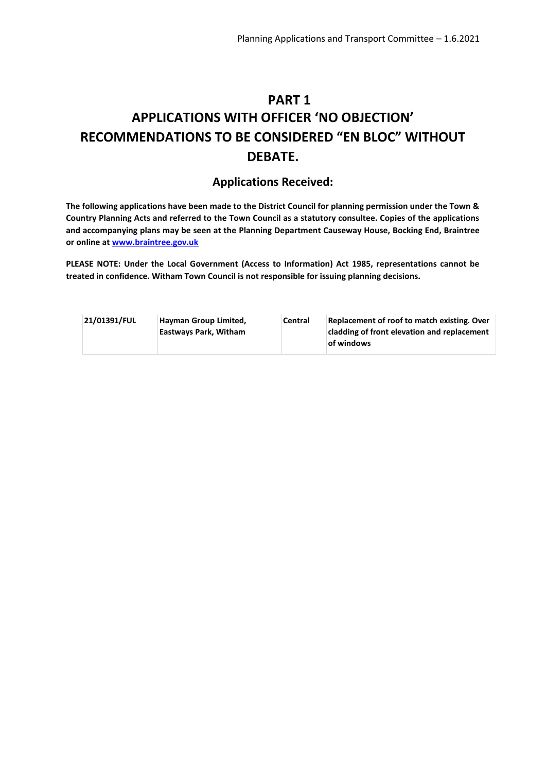# PART 1
# APPLICATIONS WITH OFFICER 'NO OBJECTION' RECOMMENDATIONS TO BE CONSIDERED "EN BLOC" WITHOUT DEBATE.

## Applications Received:

**The following applications have been made to the District Council for planning permission under the Town & Country Planning Acts and referred to the Town Council as a statutory consultee. Copies of the applications and accompanying plans may be seen at the Planning Department Causeway House, Bocking End, Braintree or online at [www.braintree.gov.uk](http://www.braintree.gov.uk)**

**PLEASE NOTE: Under the Local Government (Access to Information) Act 1985, representations cannot be treated in confidence. Witham Town Council is not responsible for issuing planning decisions.**

| | | | |
|---|---|---|---|
| **21/01391/FUL** | **Hayman Group Limited, Eastways Park, Witham** | **Central** | **Replacement of roof to match existing. Over cladding of front elevation and replacement of windows** |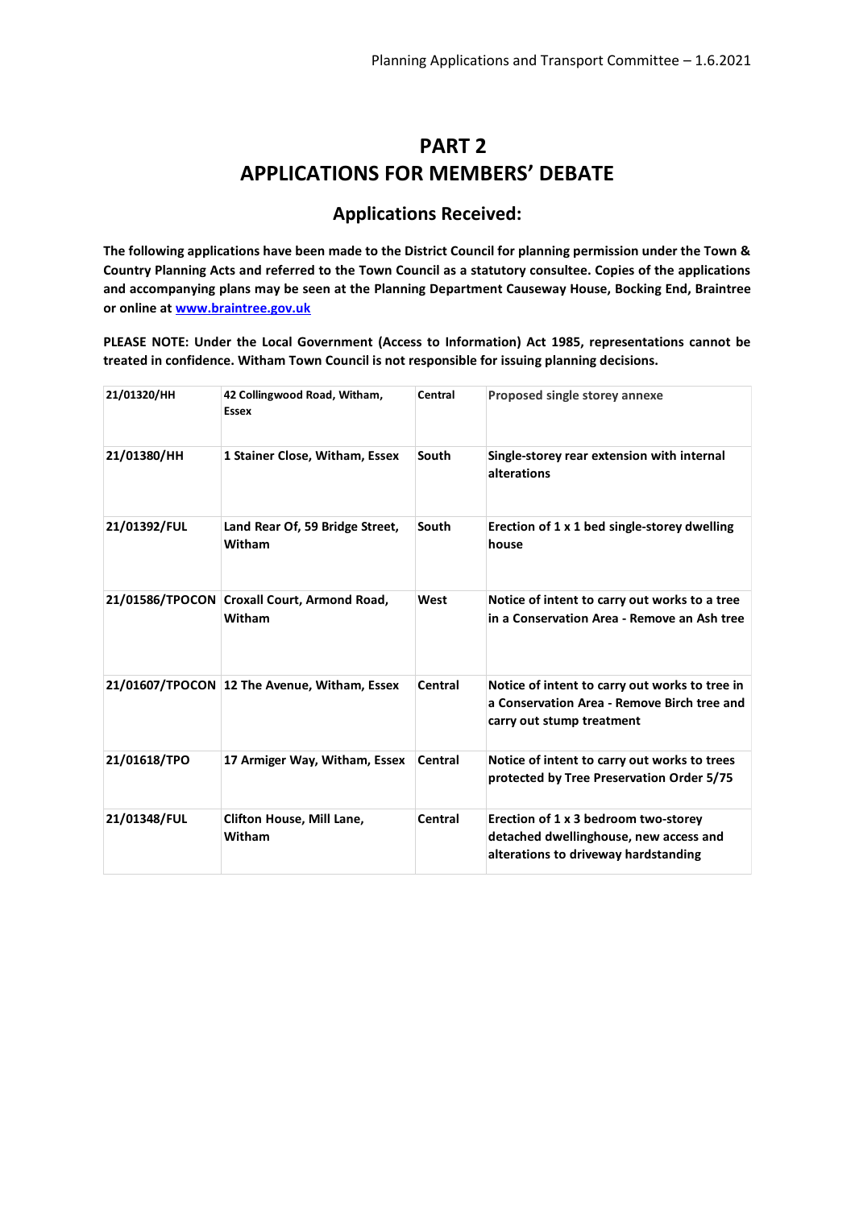# PART 2
# APPLICATIONS FOR MEMBERS' DEBATE

## Applications Received:

**The following applications have been made to the District Council for planning permission under the Town & Country Planning Acts and referred to the Town Council as a statutory consultee. Copies of the applications and accompanying plans may be seen at the Planning Department Causeway House, Bocking End, Braintree or online at [www.braintree.gov.uk](http://www.braintree.gov.uk)**

**PLEASE NOTE: Under the Local Government (Access to Information) Act 1985, representations cannot be treated in confidence. Witham Town Council is not responsible for issuing planning decisions.**

| | | | |
|---|---|---|---|
| **21/01320/HH** | **42 Collingwood Road, Witham, Essex** | **Central** | **Proposed single storey annexe** |
| **21/01380/HH** | **1 Stainer Close, Witham, Essex** | **South** | **Single-storey rear extension with internal alterations** |
| **21/01392/FUL** | **Land Rear Of, 59 Bridge Street, Witham** | **South** | **Erection of 1 x 1 bed single-storey dwelling house** |
| **21/01586/TPOCON** | **Croxall Court, Armond Road, Witham** | **West** | **Notice of intent to carry out works to a tree in a Conservation Area - Remove an Ash tree** |
| **21/01607/TPOCON** | **12 The Avenue, Witham, Essex** | **Central** | **Notice of intent to carry out works to tree in a Conservation Area - Remove Birch tree and carry out stump treatment** |
| **21/01618/TPO** | **17 Armiger Way, Witham, Essex** | **Central** | **Notice of intent to carry out works to trees protected by Tree Preservation Order 5/75** |
| **21/01348/FUL** | **Clifton House, Mill Lane, Witham** | **Central** | **Erection of 1 x 3 bedroom two-storey detached dwellinghouse, new access and alterations to driveway hardstanding** |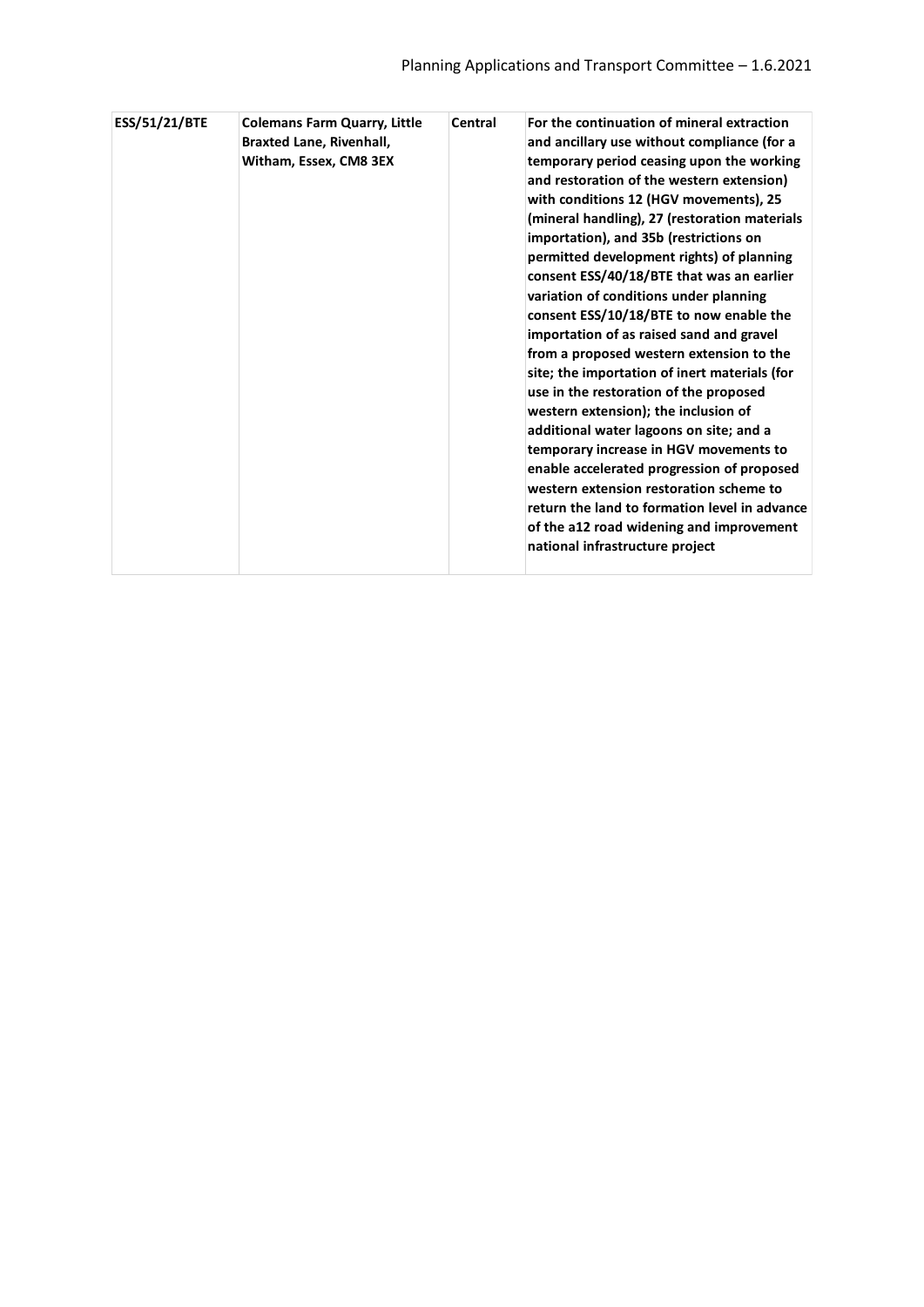| ESS/51/21/BTE | Colemans Farm Quarry, Little Braxted Lane, Rivenhall, Witham, Essex, CM8 3EX | Central | For the continuation of mineral extraction and ancillary use without compliance (for a temporary period ceasing upon the working and restoration of the western extension) with conditions 12 (HGV movements), 25 (mineral handling), 27 (restoration materials importation), and 35b (restrictions on permitted development rights) of planning consent ESS/40/18/BTE that was an earlier variation of conditions under planning consent ESS/10/18/BTE to now enable the importation of as raised sand and gravel from a proposed western extension to the site; the importation of inert materials (for use in the restoration of the proposed western extension); the inclusion of additional water lagoons on site; and a temporary increase in HGV movements to enable accelerated progression of proposed western extension restoration scheme to return the land to formation level in advance of the a12 road widening and improvement national infrastructure project |
|---|---|---|---|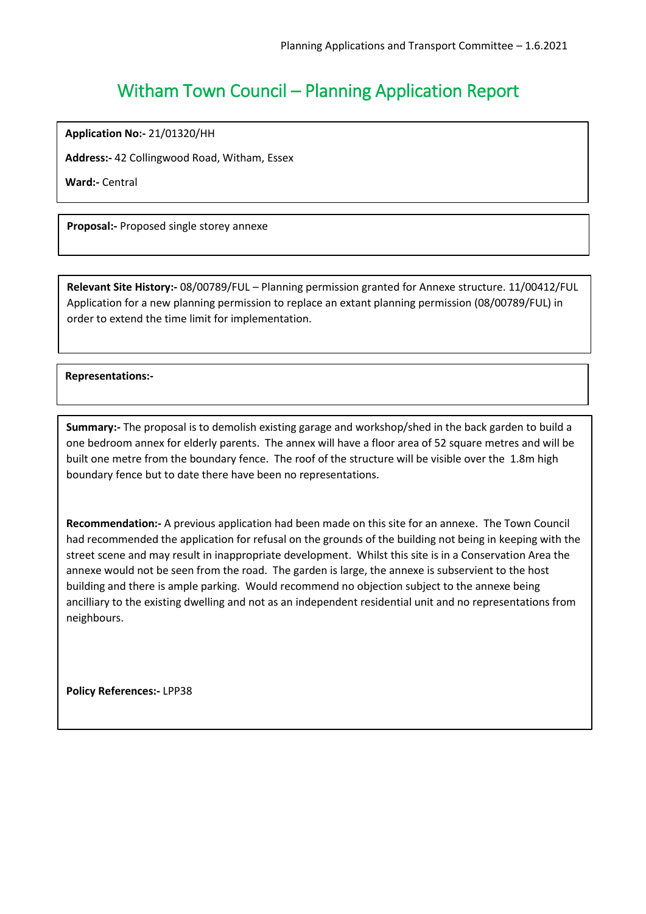# Witham Town Council – Planning Application Report

**Application No:-** 21/01320/HH

**Address:-** 42 Collingwood Road, Witham, Essex

**Ward:-** Central

**Proposal:-** Proposed single storey annexe

**Relevant Site History:-** 08/00789/FUL – Planning permission granted for Annexe structure. 11/00412/FUL Application for a new planning permission to replace an extant planning permission (08/00789/FUL) in order to extend the time limit for implementation.

**Representations:-**

**Summary:-** The proposal is to demolish existing garage and workshop/shed in the back garden to build a one bedroom annex for elderly parents. The annex will have a floor area of 52 square metres and will be built one metre from the boundary fence. The roof of the structure will be visible over the 1.8m high boundary fence but to date there have been no representations.

**Recommendation:-** A previous application had been made on this site for an annexe. The Town Council had recommended the application for refusal on the grounds of the building not being in keeping with the street scene and may result in inappropriate development. Whilst this site is in a Conservation Area the annexe would not be seen from the road. The garden is large, the annexe is subservient to the host building and there is ample parking. Would recommend no objection subject to the annexe being ancilliary to the existing dwelling and not as an independent residential unit and no representations from neighbours.

**Policy References:-** LPP38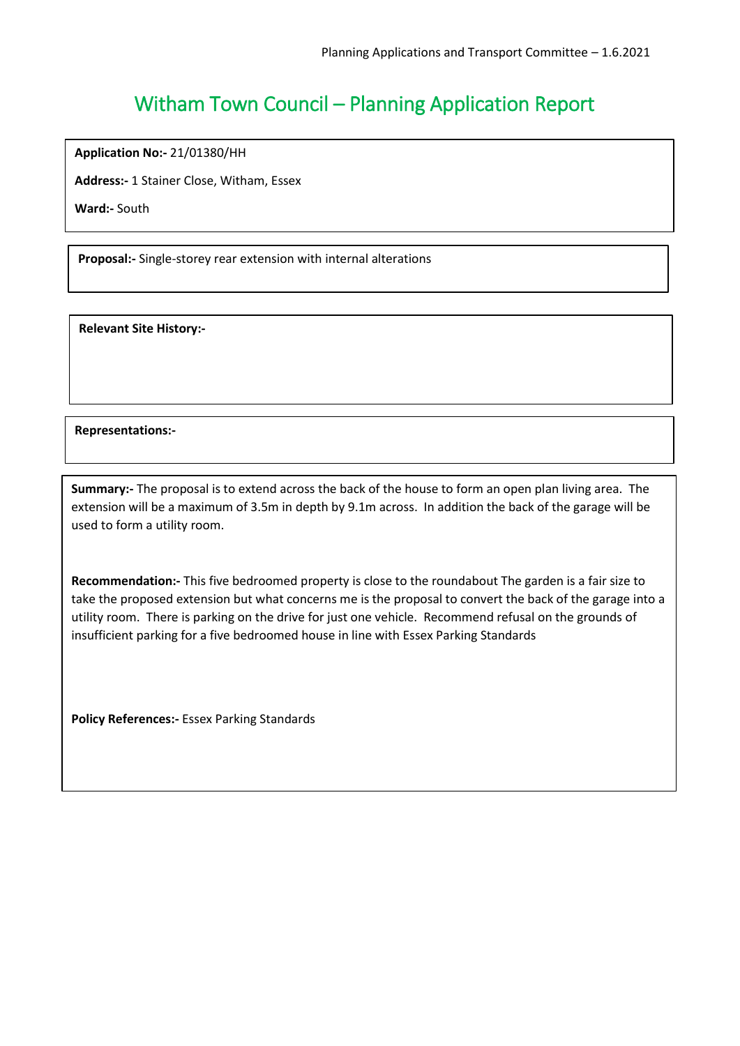# Witham Town Council – Planning Application Report

**Application No:-** 21/01380/HH

**Address:-** 1 Stainer Close, Witham, Essex

**Ward:-** South

**Proposal:-** Single-storey rear extension with internal alterations

**Relevant Site History:-**

**Representations:-**

**Summary:-** The proposal is to extend across the back of the house to form an open plan living area. The extension will be a maximum of 3.5m in depth by 9.1m across. In addition the back of the garage will be used to form a utility room.

**Recommendation:-** This five bedroomed property is close to the roundabout The garden is a fair size to take the proposed extension but what concerns me is the proposal to convert the back of the garage into a utility room. There is parking on the drive for just one vehicle. Recommend refusal on the grounds of insufficient parking for a five bedroomed house in line with Essex Parking Standards

**Policy References:-** Essex Parking Standards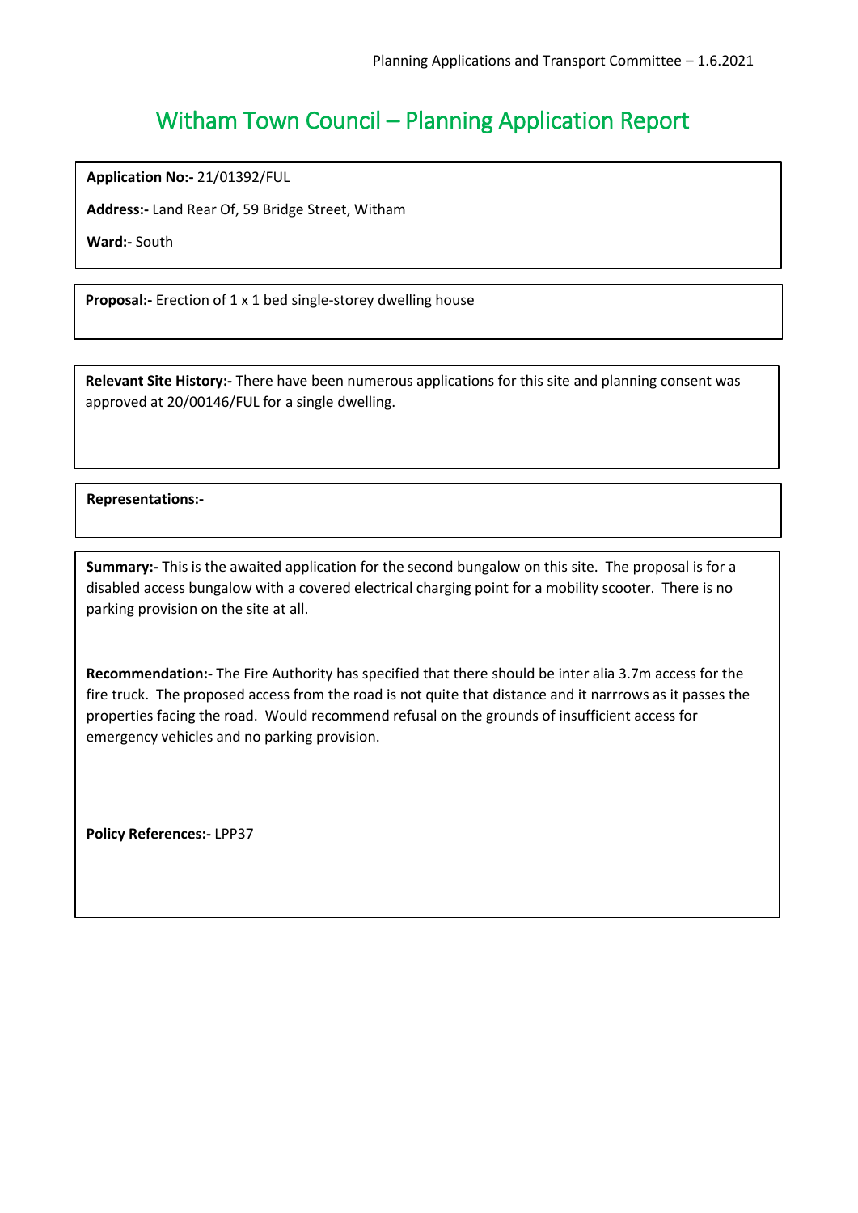# Witham Town Council – Planning Application Report

**Application No:-** 21/01392/FUL

**Address:-** Land Rear Of, 59 Bridge Street, Witham

**Ward:-** South

**Proposal:-** Erection of 1 x 1 bed single-storey dwelling house

**Relevant Site History:-** There have been numerous applications for this site and planning consent was approved at 20/00146/FUL for a single dwelling.

**Representations:-**

**Summary:-** This is the awaited application for the second bungalow on this site. The proposal is for a disabled access bungalow with a covered electrical charging point for a mobility scooter. There is no parking provision on the site at all.

**Recommendation:-** The Fire Authority has specified that there should be inter alia 3.7m access for the fire truck. The proposed access from the road is not quite that distance and it narrrows as it passes the properties facing the road. Would recommend refusal on the grounds of insufficient access for emergency vehicles and no parking provision.

**Policy References:-** LPP37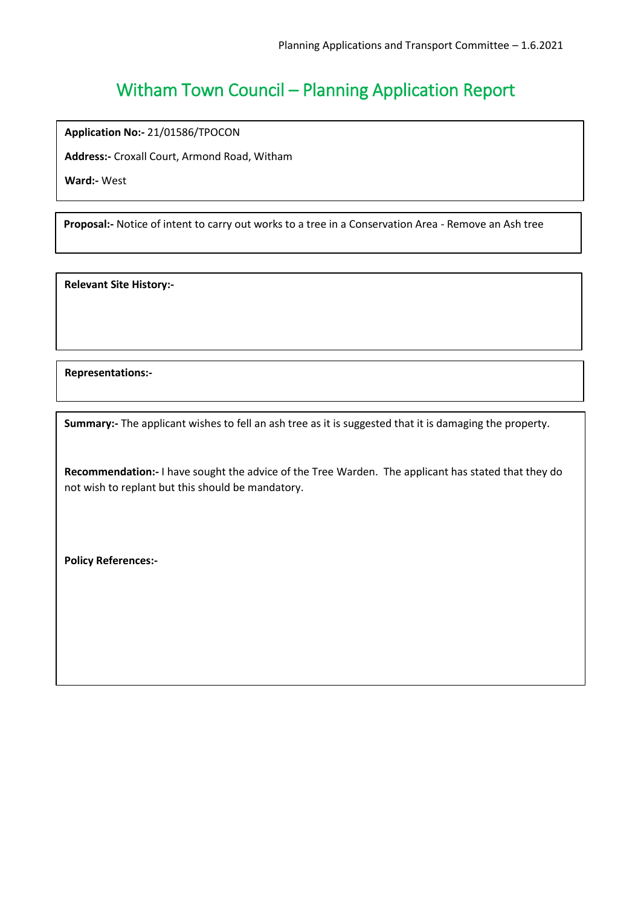# Witham Town Council – Planning Application Report

**Application No:-** 21/01586/TPOCON

**Address:-** Croxall Court, Armond Road, Witham

**Ward:-** West

**Proposal:-** Notice of intent to carry out works to a tree in a Conservation Area - Remove an Ash tree

**Relevant Site History:-**

**Representations:-**

**Summary:-** The applicant wishes to fell an ash tree as it is suggested that it is damaging the property.

**Recommendation:-** I have sought the advice of the Tree Warden. The applicant has stated that they do not wish to replant but this should be mandatory.

**Policy References:-**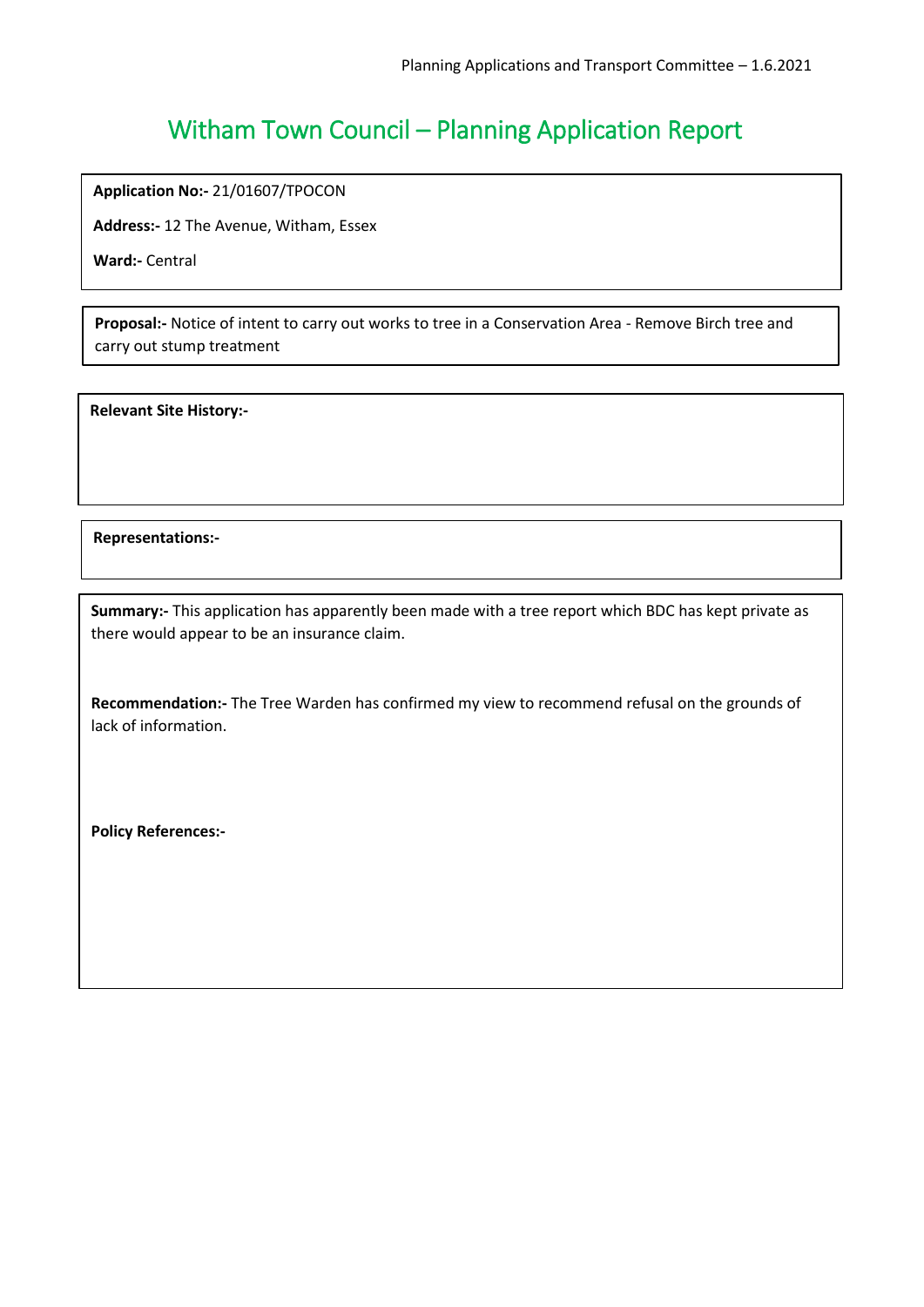# Witham Town Council – Planning Application Report

**Application No:-** 21/01607/TPOCON

**Address:-** 12 The Avenue, Witham, Essex

**Ward:-** Central

**Proposal:-** Notice of intent to carry out works to tree in a Conservation Area - Remove Birch tree and carry out stump treatment

**Relevant Site History:-**

**Representations:-**

**Summary:-** This application has apparently been made with a tree report which BDC has kept private as there would appear to be an insurance claim.

**Recommendation:-** The Tree Warden has confirmed my view to recommend refusal on the grounds of lack of information.

**Policy References:-**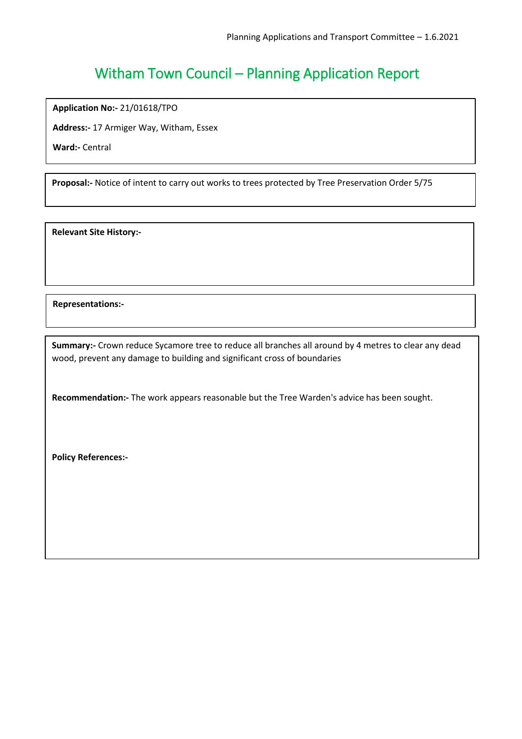# Witham Town Council – Planning Application Report

**Application No:-** 21/01618/TPO

**Address:-** 17 Armiger Way, Witham, Essex

**Ward:-** Central

**Proposal:-** Notice of intent to carry out works to trees protected by Tree Preservation Order 5/75

**Relevant Site History:-**

**Representations:-**

**Summary:-** Crown reduce Sycamore tree to reduce all branches all around by 4 metres to clear any dead wood, prevent any damage to building and significant cross of boundaries

**Recommendation:-** The work appears reasonable but the Tree Warden's advice has been sought.

**Policy References:-**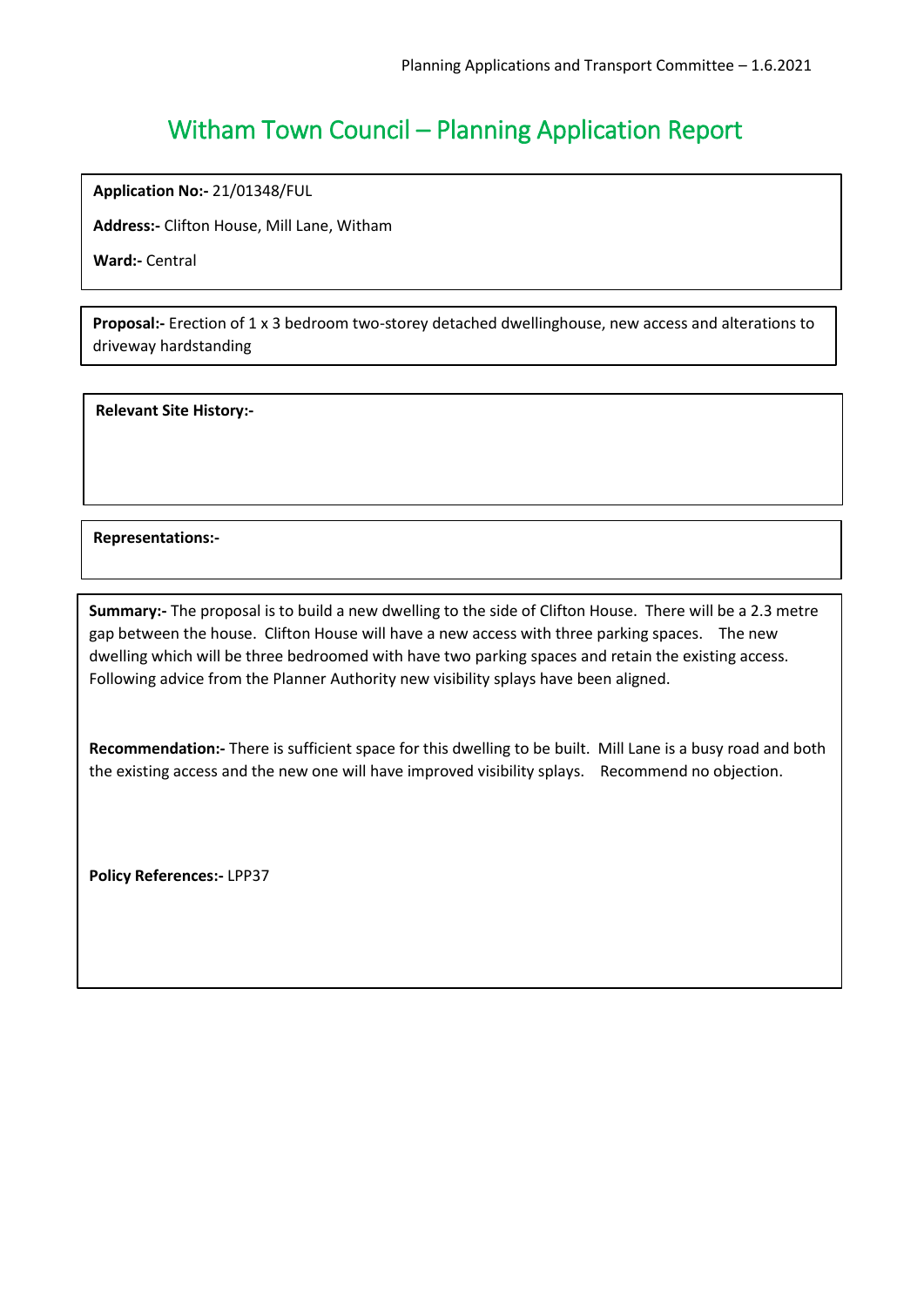# Witham Town Council – Planning Application Report

**Application No:-** 21/01348/FUL

**Address:-** Clifton House, Mill Lane, Witham

**Ward:-** Central

**Proposal:-** Erection of 1 x 3 bedroom two-storey detached dwellinghouse, new access and alterations to driveway hardstanding

**Relevant Site History:-**

**Representations:-**

**Summary:-** The proposal is to build a new dwelling to the side of Clifton House. There will be a 2.3 metre gap between the house. Clifton House will have a new access with three parking spaces. The new dwelling which will be three bedroomed with have two parking spaces and retain the existing access. Following advice from the Planner Authority new visibility splays have been aligned.

**Recommendation:-** There is sufficient space for this dwelling to be built. Mill Lane is a busy road and both the existing access and the new one will have improved visibility splays. Recommend no objection.

**Policy References:-** LPP37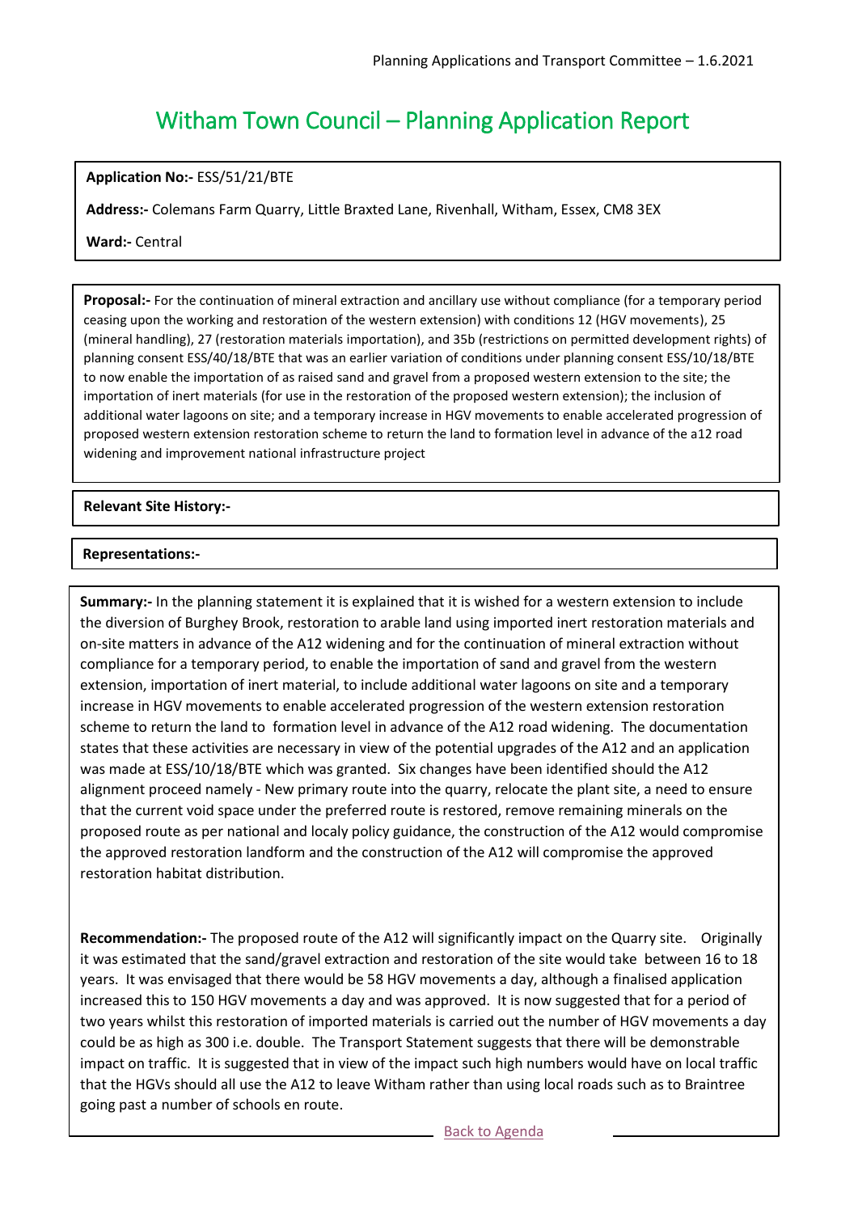# Witham Town Council – Planning Application Report

**Application No:-** ESS/51/21/BTE

**Address:-** Colemans Farm Quarry, Little Braxted Lane, Rivenhall, Witham, Essex, CM8 3EX

**Ward:-** Central

**Proposal:-** For the continuation of mineral extraction and ancillary use without compliance (for a temporary period ceasing upon the working and restoration of the western extension) with conditions 12 (HGV movements), 25 (mineral handling), 27 (restoration materials importation), and 35b (restrictions on permitted development rights) of planning consent ESS/40/18/BTE that was an earlier variation of conditions under planning consent ESS/10/18/BTE to now enable the importation of as raised sand and gravel from a proposed western extension to the site; the importation of inert materials (for use in the restoration of the proposed western extension); the inclusion of additional water lagoons on site; and a temporary increase in HGV movements to enable accelerated progression of proposed western extension restoration scheme to return the land to formation level in advance of the a12 road widening and improvement national infrastructure project

**Relevant Site History:-**

**Representations:-**

**Summary:-** In the planning statement it is explained that it is wished for a western extension to include the diversion of Burghey Brook, restoration to arable land using imported inert restoration materials and on-site matters in advance of the A12 widening and for the continuation of mineral extraction without compliance for a temporary period, to enable the importation of sand and gravel from the western extension, importation of inert material, to include additional water lagoons on site and a temporary increase in HGV movements to enable accelerated progression of the western extension restoration scheme to return the land to formation level in advance of the A12 road widening. The documentation states that these activities are necessary in view of the potential upgrades of the A12 and an application was made at ESS/10/18/BTE which was granted. Six changes have been identified should the A12 alignment proceed namely - New primary route into the quarry, relocate the plant site, a need to ensure that the current void space under the preferred route is restored, remove remaining minerals on the proposed route as per national and localy policy guidance, the construction of the A12 would compromise the approved restoration landform and the construction of the A12 will compromise the approved restoration habitat distribution.

**Recommendation:-** The proposed route of the A12 will significantly impact on the Quarry site. Originally it was estimated that the sand/gravel extraction and restoration of the site would take between 16 to 18 years. It was envisaged that there would be 58 HGV movements a day, although a finalised application increased this to 150 HGV movements a day and was approved. It is now suggested that for a period of two years whilst this restoration of imported materials is carried out the number of HGV movements a day could be as high as 300 i.e. double. The Transport Statement suggests that there will be demonstrable impact on traffic. It is suggested that in view of the impact such high numbers would have on local traffic that the HGVs should all use the A12 to leave Witham rather than using local roads such as to Braintree going past a number of schools en route.

Back to Agenda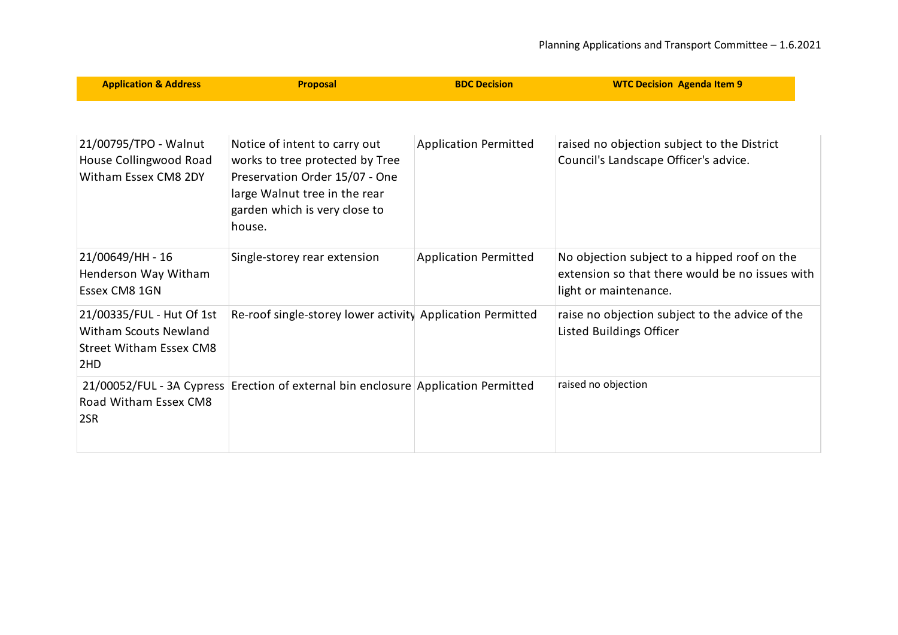| Application & Address | Proposal | BDC Decision | WTC Decision Agenda Item 9 |
|---|---|---|---|
| 21/00795/TPO - Walnut House Collingwood Road Witham Essex CM8 2DY | Notice of intent to carry out works to tree protected by Tree Preservation Order 15/07 - One large Walnut tree in the rear garden which is very close to house. | Application Permitted | raised no objection subject to the District Council's Landscape Officer's advice. |
| 21/00649/HH - 16 Henderson Way Witham Essex CM8 1GN | Single-storey rear extension | Application Permitted | No objection subject to a hipped roof on the extension so that there would be no issues with light or maintenance. |
| 21/00335/FUL - Hut Of 1st Witham Scouts Newland Street Witham Essex CM8 2HD | Re-roof single-storey lower activity | Application Permitted | raise no objection subject to the advice of the Listed Buildings Officer |
| 21/00052/FUL - 3A Cypress Road Witham Essex CM8 2SR | Erection of external bin enclosure | Application Permitted | raised no objection |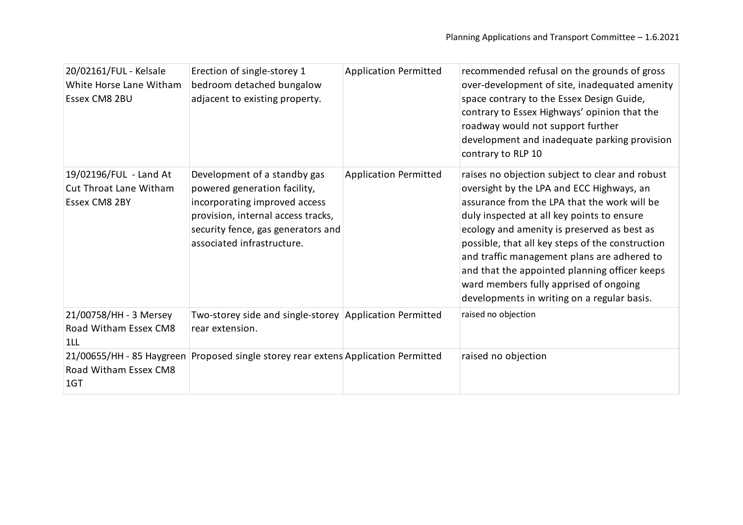| | | | |
|---|---|---|---|
| 20/02161/FUL - Kelsale White Horse Lane Witham Essex CM8 2BU | Erection of single-storey 1 bedroom detached bungalow adjacent to existing property. | Application Permitted | recommended refusal on the grounds of gross over-development of site, inadequated amenity space contrary to the Essex Design Guide, contrary to Essex Highways' opinion that the roadway would not support further development and inadequate parking provision contrary to RLP 10 |
| 19/02196/FUL - Land At Cut Throat Lane Witham Essex CM8 2BY | Development of a standby gas powered generation facility, incorporating improved access provision, internal access tracks, security fence, gas generators and associated infrastructure. | Application Permitted | raises no objection subject to clear and robust oversight by the LPA and ECC Highways, an assurance from the LPA that the work will be duly inspected at all key points to ensure ecology and amenity is preserved as best as possible, that all key steps of the construction and traffic management plans are adhered to and that the appointed planning officer keeps ward members fully apprised of ongoing developments in writing on a regular basis. |
| 21/00758/HH - 3 Mersey Road Witham Essex CM8 1LL | Two-storey side and single-storey rear extension. | Application Permitted | raised no objection |
| 21/00655/HH - 85 Haygreen Road Witham Essex CM8 1GT | Proposed single storey rear extens | Application Permitted | raised no objection |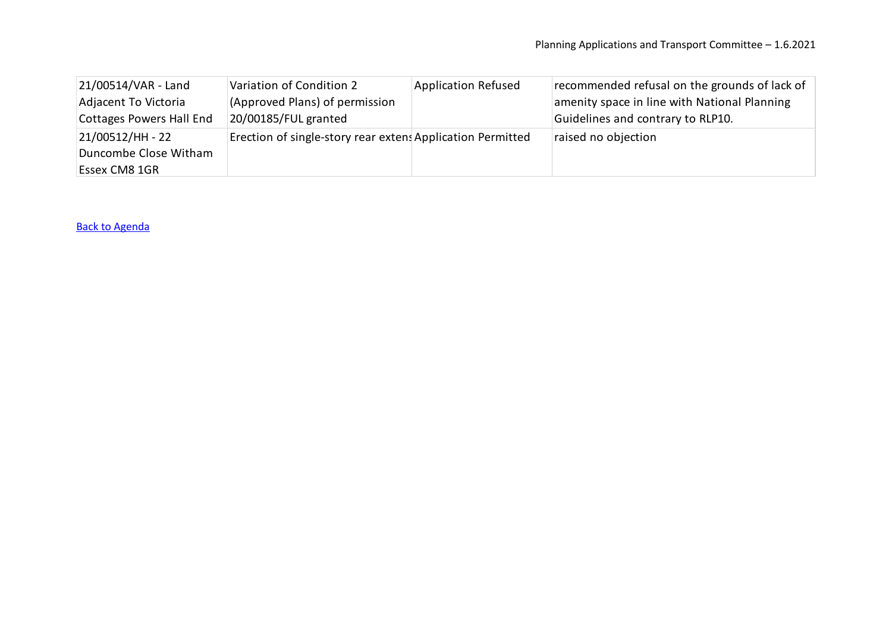| | | | |
|---|---|---|---|
| 21/00514/VAR - Land Adjacent To Victoria Cottages Powers Hall End | Variation of Condition 2 (Approved Plans) of permission 20/00185/FUL granted | Application Refused | recommended refusal on the grounds of lack of amenity space in line with National Planning Guidelines and contrary to RLP10. |
| 21/00512/HH - 22 Duncombe Close Witham Essex CM8 1GR | Erection of single-story rear extens | Application Permitted | raised no objection |

Back to Agenda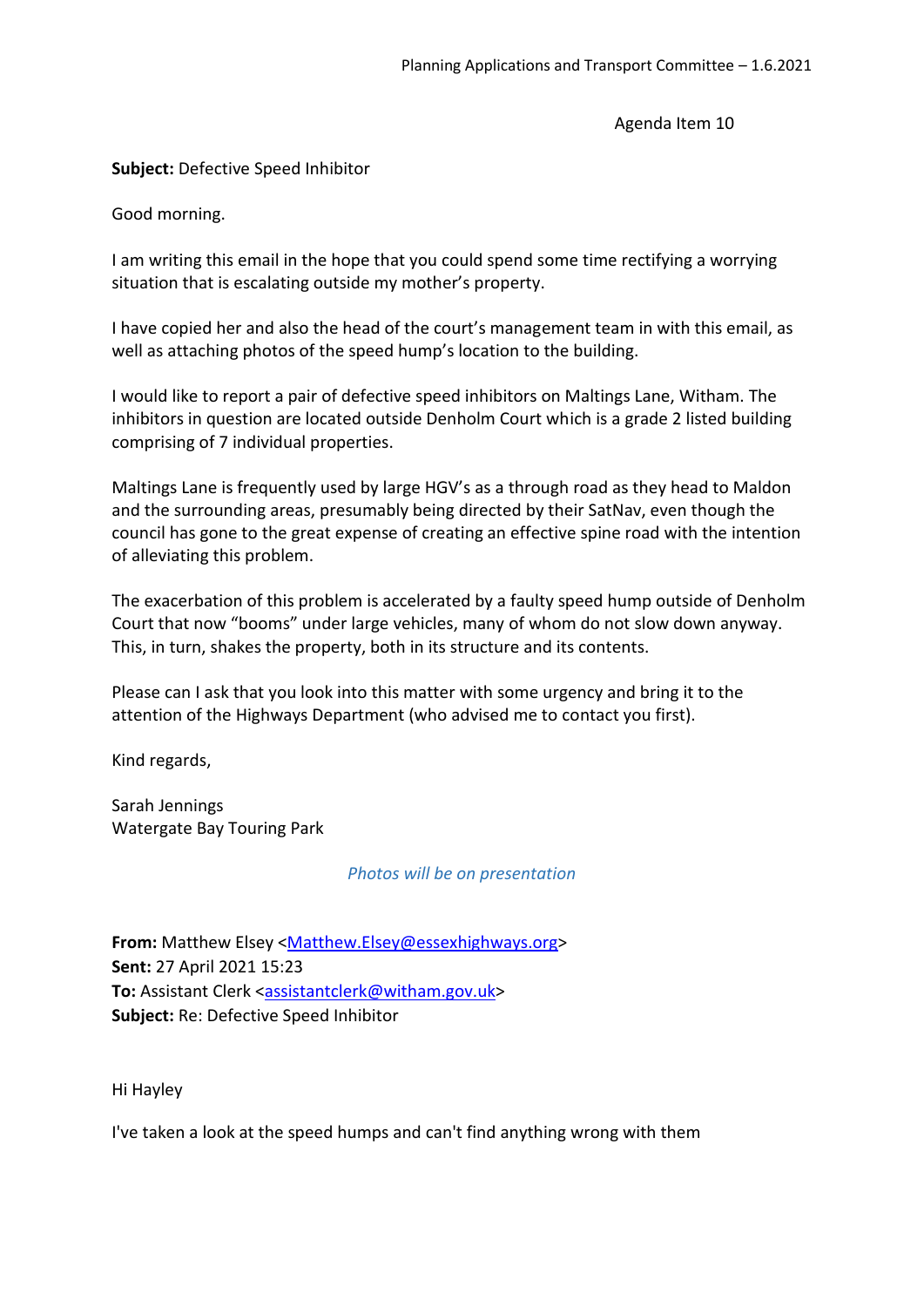Agenda Item 10

**Subject:** Defective Speed Inhibitor

Good morning.

I am writing this email in the hope that you could spend some time rectifying a worrying situation that is escalating outside my mother's property.

I have copied her and also the head of the court's management team in with this email, as well as attaching photos of the speed hump's location to the building.

I would like to report a pair of defective speed inhibitors on Maltings Lane, Witham. The inhibitors in question are located outside Denholm Court which is a grade 2 listed building comprising of 7 individual properties.

Maltings Lane is frequently used by large HGV's as a through road as they head to Maldon and the surrounding areas, presumably being directed by their SatNav, even though the council has gone to the great expense of creating an effective spine road with the intention of alleviating this problem.

The exacerbation of this problem is accelerated by a faulty speed hump outside of Denholm Court that now "booms" under large vehicles, many of whom do not slow down anyway. This, in turn, shakes the property, both in its structure and its contents.

Please can I ask that you look into this matter with some urgency and bring it to the attention of the Highways Department (who advised me to contact you first).

Kind regards,

Sarah Jennings
Watergate Bay Touring Park

*Photos will be on presentation*

**From:** Matthew Elsey <Matthew.Elsey@essexhighways.org>
**Sent:** 27 April 2021 15:23
**To:** Assistant Clerk <assistantclerk@witham.gov.uk>
**Subject:** Re: Defective Speed Inhibitor

Hi Hayley

I've taken a look at the speed humps and can't find anything wrong with them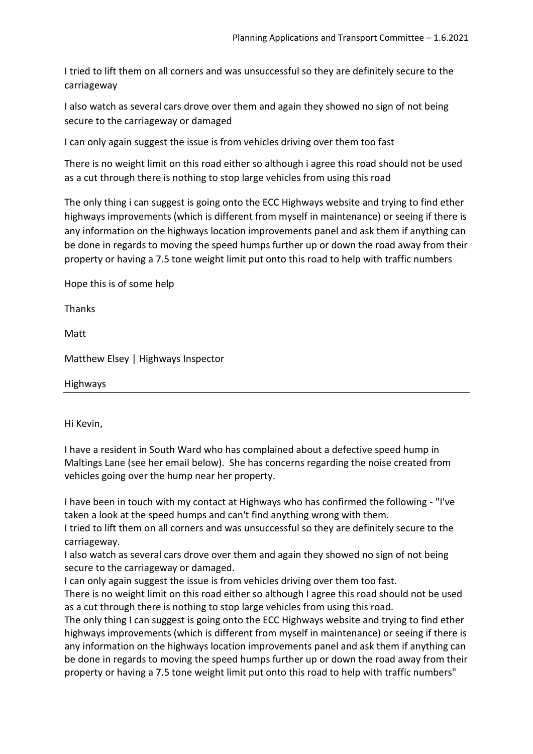I tried to lift them on all corners and was unsuccessful so they are definitely secure to the carriageway

I also watch as several cars drove over them and again they showed no sign of not being secure to the carriageway or damaged

I can only again suggest the issue is from vehicles driving over them too fast

There is no weight limit on this road either so although i agree this road should not be used as a cut through there is nothing to stop large vehicles from using this road

The only thing i can suggest is going onto the ECC Highways website and trying to find ether highways improvements (which is different from myself in maintenance) or seeing if there is any information on the highways location improvements panel and ask them if anything can be done in regards to moving the speed humps further up or down the road away from their property or having a 7.5 tone weight limit put onto this road to help with traffic numbers

Hope this is of some help

Thanks

Matt

Matthew Elsey | Highways Inspector

Highways

---

Hi Kevin,

I have a resident in South Ward who has complained about a defective speed hump in Maltings Lane (see her email below). She has concerns regarding the noise created from vehicles going over the hump near her property.

I have been in touch with my contact at Highways who has confirmed the following - "I've taken a look at the speed humps and can't find anything wrong with them.
I tried to lift them on all corners and was unsuccessful so they are definitely secure to the carriageway.
I also watch as several cars drove over them and again they showed no sign of not being secure to the carriageway or damaged.
I can only again suggest the issue is from vehicles driving over them too fast.
There is no weight limit on this road either so although I agree this road should not be used as a cut through there is nothing to stop large vehicles from using this road.
The only thing I can suggest is going onto the ECC Highways website and trying to find ether highways improvements (which is different from myself in maintenance) or seeing if there is any information on the highways location improvements panel and ask them if anything can be done in regards to moving the speed humps further up or down the road away from their property or having a 7.5 tone weight limit put onto this road to help with traffic numbers"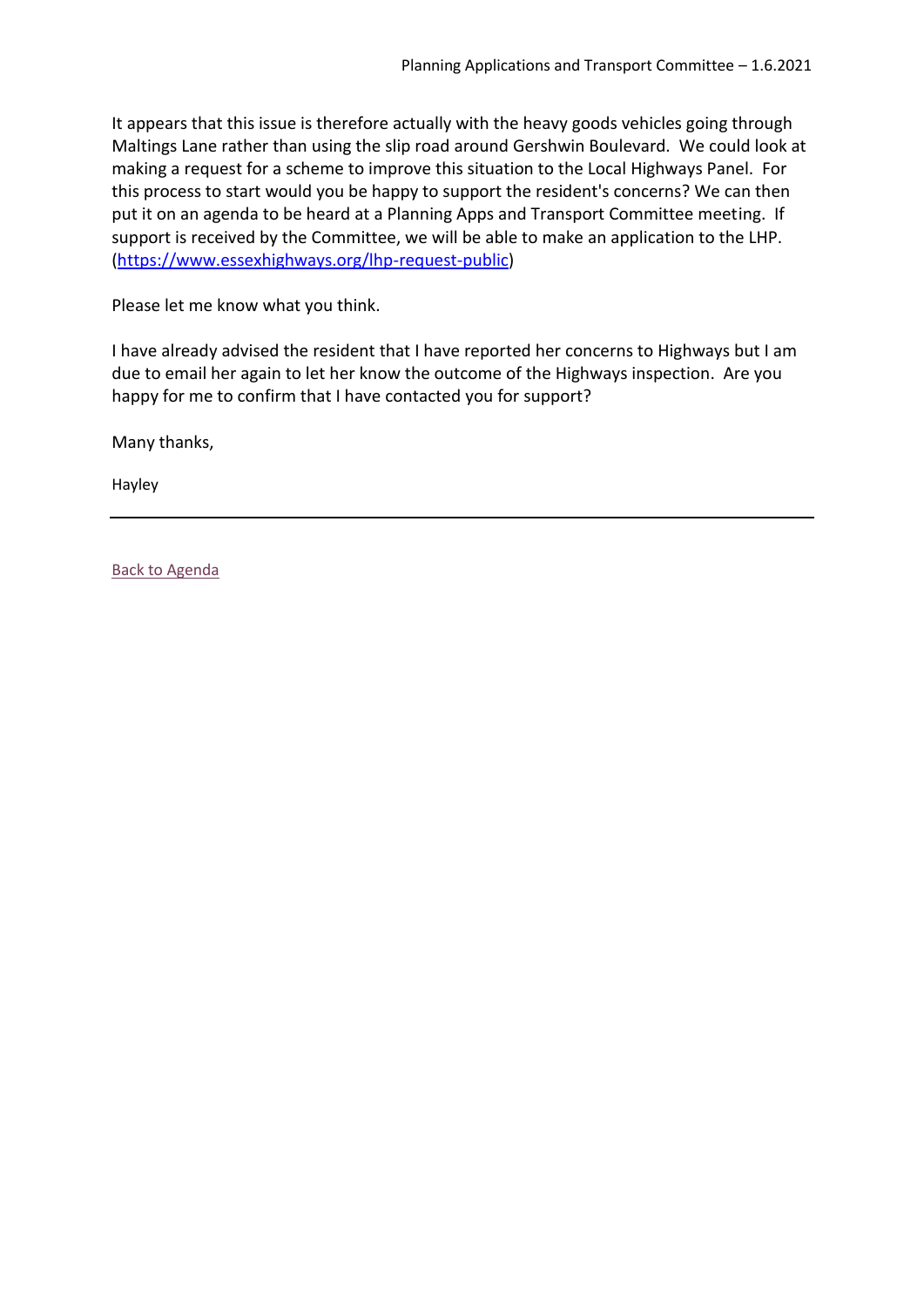It appears that this issue is therefore actually with the heavy goods vehicles going through Maltings Lane rather than using the slip road around Gershwin Boulevard. We could look at making a request for a scheme to improve this situation to the Local Highways Panel. For this process to start would you be happy to support the resident's concerns? We can then put it on an agenda to be heard at a Planning Apps and Transport Committee meeting. If support is received by the Committee, we will be able to make an application to the LHP. (https://www.essexhighways.org/lhp-request-public)

Please let me know what you think.

I have already advised the resident that I have reported her concerns to Highways but I am due to email her again to let her know the outcome of the Highways inspection. Are you happy for me to confirm that I have contacted you for support?

Many thanks,

Hayley

---

Back to Agenda